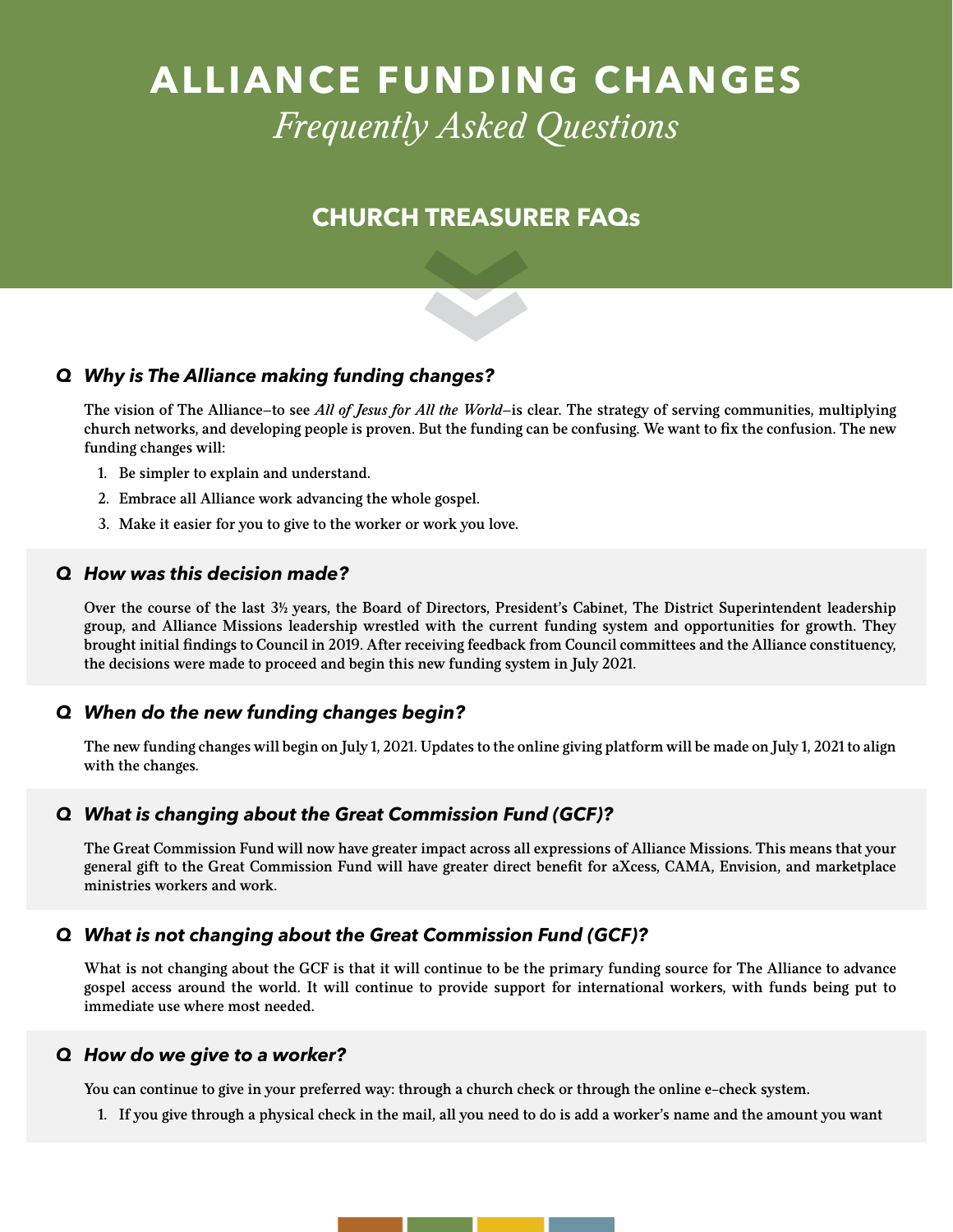# ALLIANCE FUNDING CHANGES

*Frequently Asked Questions*

## CHURCH TREASURER FAQs

### Q *Why is The Alliance making funding changes?*

The vision of The Alliance—to see *All of Jesus for All the World*—is clear. The strategy of serving communities, multiplying church networks, and developing people is proven. But the funding can be confusing. We want to fix the confusion. The new funding changes will:

1. Be simpler to explain and understand.
2. Embrace all Alliance work advancing the whole gospel.
3. Make it easier for you to give to the worker or work you love.

### Q *How was this decision made?*

Over the course of the last 3½ years, the Board of Directors, President's Cabinet, The District Superintendent leadership group, and Alliance Missions leadership wrestled with the current funding system and opportunities for growth. They brought initial findings to Council in 2019. After receiving feedback from Council committees and the Alliance constituency, the decisions were made to proceed and begin this new funding system in July 2021.

### Q *When do the new funding changes begin?*

The new funding changes will begin on July 1, 2021. Updates to the online giving platform will be made on July 1, 2021 to align with the changes.

### Q *What is changing about the Great Commission Fund (GCF)?*

The Great Commission Fund will now have greater impact across all expressions of Alliance Missions. This means that your general gift to the Great Commission Fund will have greater direct benefit for aXcess, CAMA, Envision, and marketplace ministries workers and work.

### Q *What is not changing about the Great Commission Fund (GCF)?*

What is not changing about the GCF is that it will continue to be the primary funding source for The Alliance to advance gospel access around the world. It will continue to provide support for international workers, with funds being put to immediate use where most needed.

### Q *How do we give to a worker?*

You can continue to give in your preferred way: through a church check or through the online e-check system.

1. If you give through a physical check in the mail, all you need to do is add a worker's name and the amount you want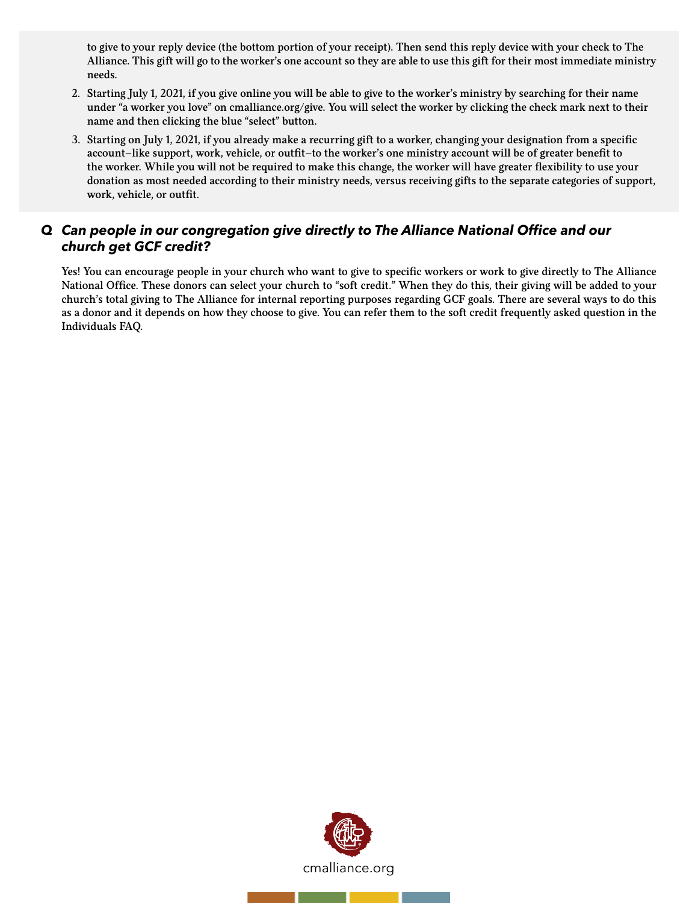to give to your reply device (the bottom portion of your receipt). Then send this reply device with your check to The Alliance. This gift will go to the worker's one account so they are able to use this gift for their most immediate ministry needs.

2. Starting July 1, 2021, if you give online you will be able to give to the worker's ministry by searching for their name under "a worker you love" on cmalliance.org/give. You will select the worker by clicking the check mark next to their name and then clicking the blue "select" button.
3. Starting on July 1, 2021, if you already make a recurring gift to a worker, changing your designation from a specific account—like support, work, vehicle, or outfit—to the worker's one ministry account will be of greater benefit to the worker. While you will not be required to make this change, the worker will have greater flexibility to use your donation as most needed according to their ministry needs, versus receiving gifts to the separate categories of support, work, vehicle, or outfit.

### Q *Can people in our congregation give directly to The Alliance National Office and our church get GCF credit?*

Yes! You can encourage people in your church who want to give to specific workers or work to give directly to The Alliance National Office. These donors can select your church to "soft credit." When they do this, their giving will be added to your church's total giving to The Alliance for internal reporting purposes regarding GCF goals. There are several ways to do this as a donor and it depends on how they choose to give. You can refer them to the soft credit frequently asked question in the Individuals FAQ.

cmalliance.org